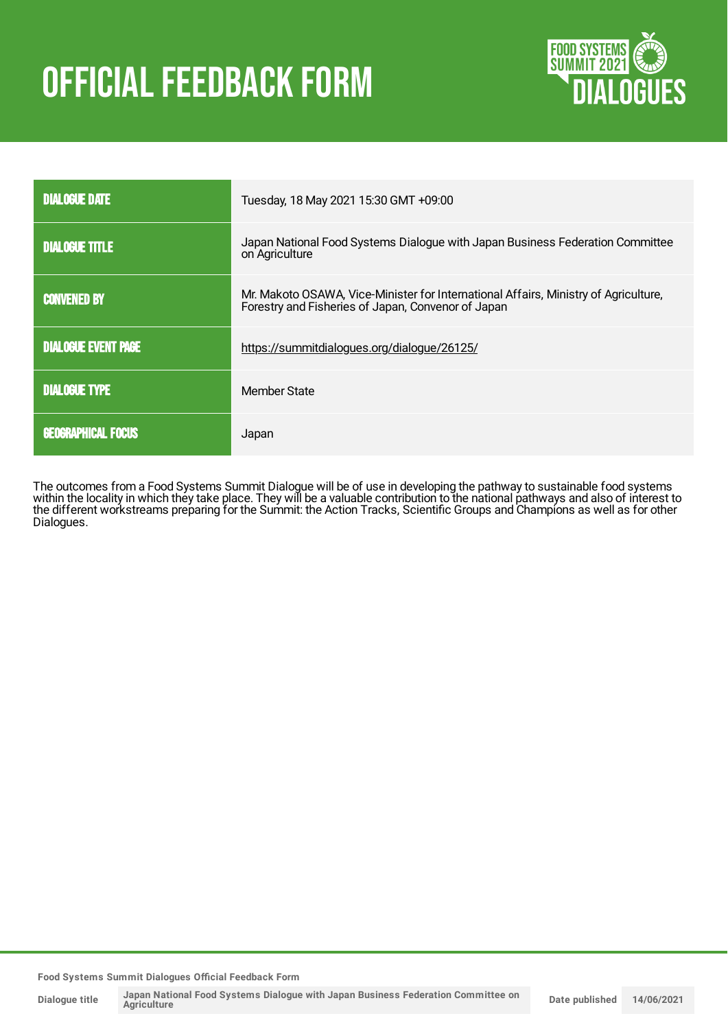# OFFICIAL FEEDBACK FORM

| | |
|---|---|
| DIALOGUE DATE | Tuesday, 18 May 2021 15:30 GMT +09:00 |
| DIALOGUE TITLE | Japan National Food Systems Dialogue with Japan Business Federation Committee on Agriculture |
| CONVENED BY | Mr. Makoto OSAWA, Vice-Minister for International Affairs, Ministry of Agriculture, Forestry and Fisheries of Japan, Convenor of Japan |
| DIALOGUE EVENT PAGE | https://summitdialogues.org/dialogue/26125/ |
| DIALOGUE TYPE | Member State |
| GEOGRAPHICAL FOCUS | Japan |

The outcomes from a Food Systems Summit Dialogue will be of use in developing the pathway to sustainable food systems within the locality in which they take place. They will be a valuable contribution to the national pathways and also of interest to the different workstreams preparing for the Summit: the Action Tracks, Scientific Groups and Champions as well as for other Dialogues.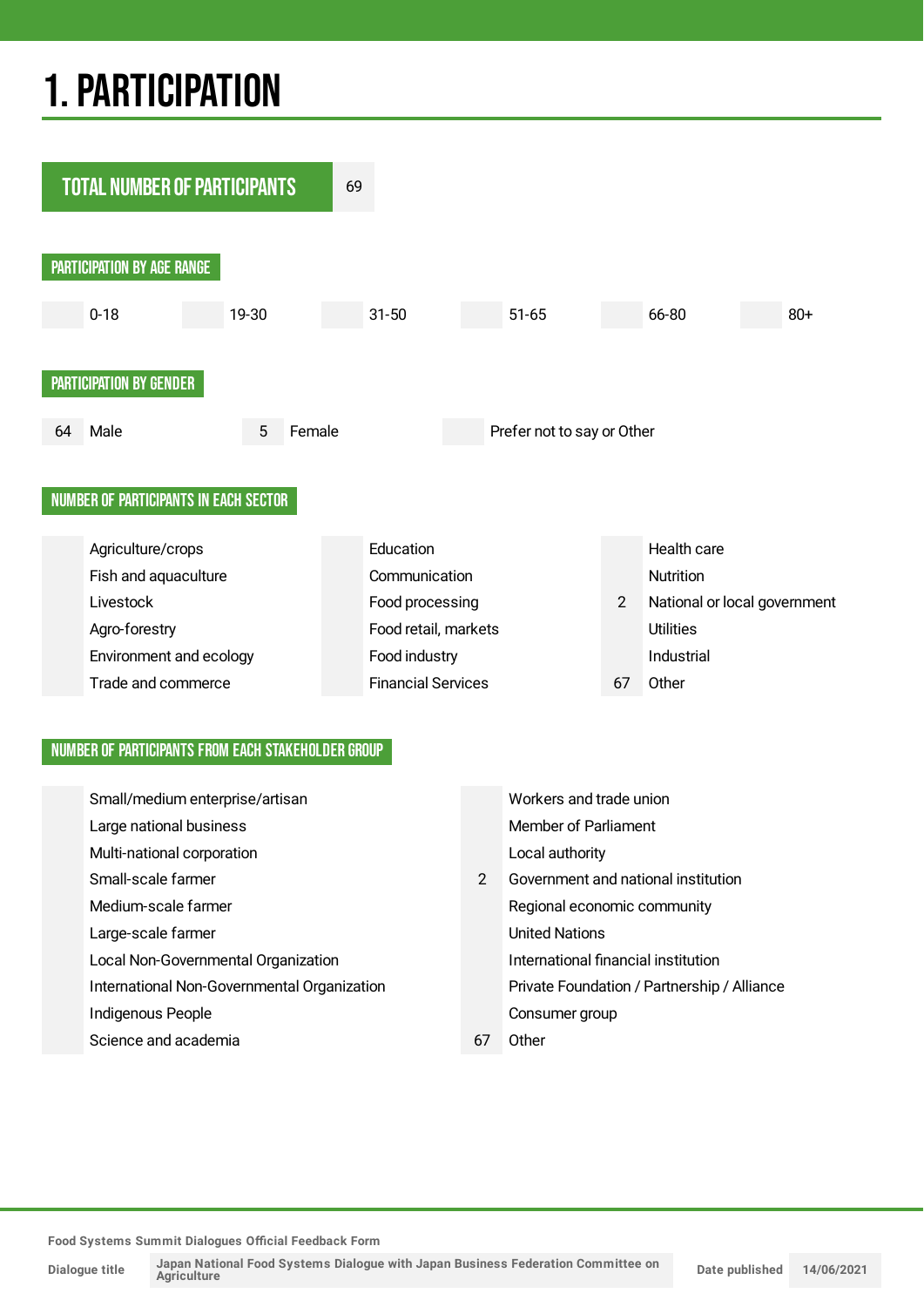# 1. PARTICIPATION

| TOTAL NUMBER OF PARTICIPANTS | 69 |
|---|---|

## PARTICIPATION BY AGE RANGE

| | 0-18 | | 19-30 | | 31-50 | | 51-65 | | 66-80 | | 80+ |
|---|---|---|---|---|---|---|---|---|---|---|---|

## PARTICIPATION BY GENDER

| 64 | Male | 5 | Female | | Prefer not to say or Other |
|---|---|---|---|---|---|

## NUMBER OF PARTICIPANTS IN EACH SECTOR

| | | | | | |
|---|---|---|---|---|---|
| | Agriculture/crops | | Education | | Health care |
| | Fish and aquaculture | | Communication | | Nutrition |
| | Livestock | | Food processing | 2 | National or local government |
| | Agro-forestry | | Food retail, markets | | Utilities |
| | Environment and ecology | | Food industry | | Industrial |
| | Trade and commerce | | Financial Services | 67 | Other |

## NUMBER OF PARTICIPANTS FROM EACH STAKEHOLDER GROUP

| | | | |
|---|---|---|---|
| | Small/medium enterprise/artisan | | Workers and trade union |
| | Large national business | | Member of Parliament |
| | Multi-national corporation | | Local authority |
| | Small-scale farmer | 2 | Government and national institution |
| | Medium-scale farmer | | Regional economic community |
| | Large-scale farmer | | United Nations |
| | Local Non-Governmental Organization | | International financial institution |
| | International Non-Governmental Organization | | Private Foundation / Partnership / Alliance |
| | Indigenous People | | Consumer group |
| | Science and academia | 67 | Other |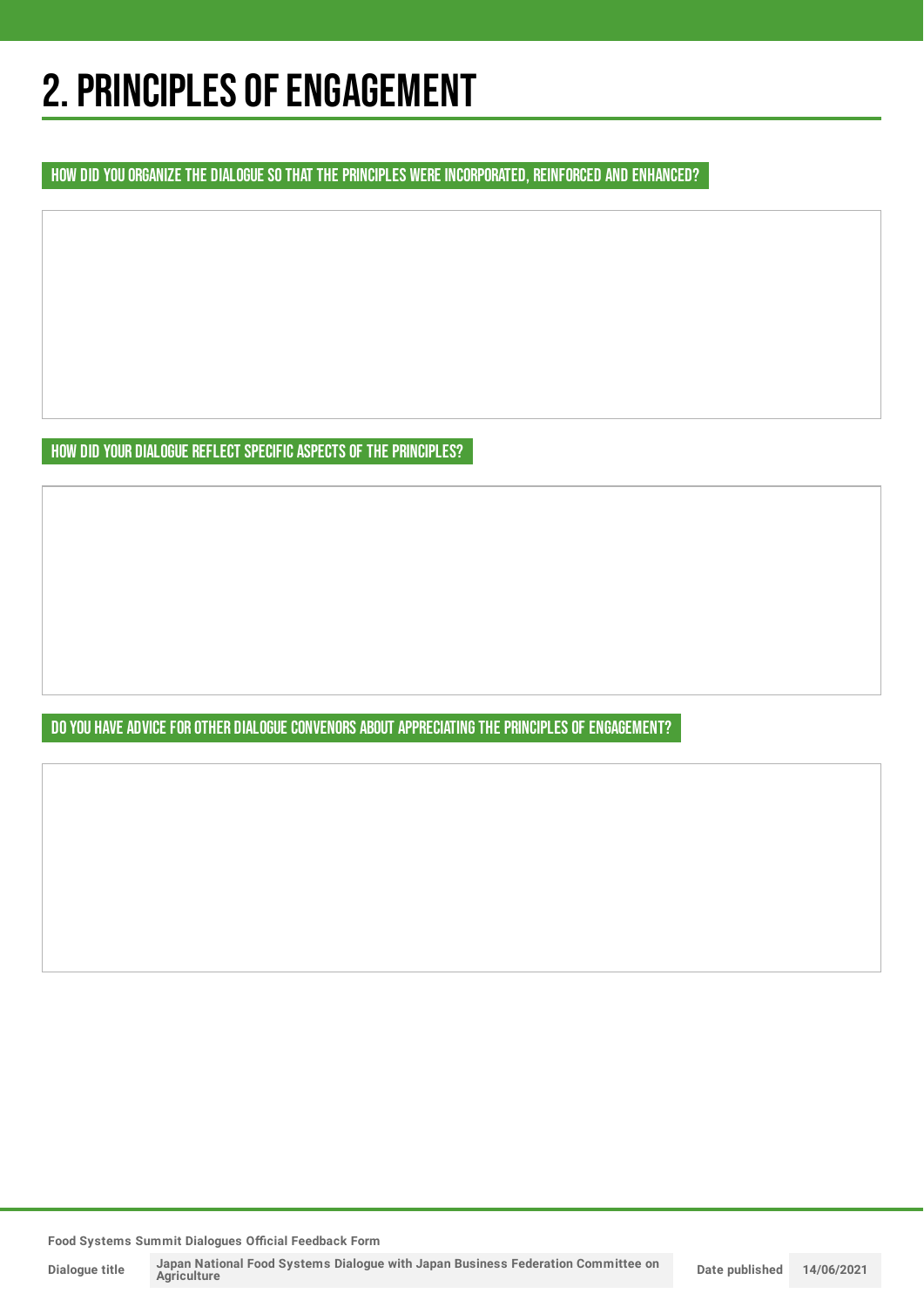# 2. PRINCIPLES OF ENGAGEMENT

## HOW DID YOU ORGANIZE THE DIALOGUE SO THAT THE PRINCIPLES WERE INCORPORATED, REINFORCED AND ENHANCED?

## HOW DID YOUR DIALOGUE REFLECT SPECIFIC ASPECTS OF THE PRINCIPLES?

## DO YOU HAVE ADVICE FOR OTHER DIALOGUE CONVENORS ABOUT APPRECIATING THE PRINCIPLES OF ENGAGEMENT?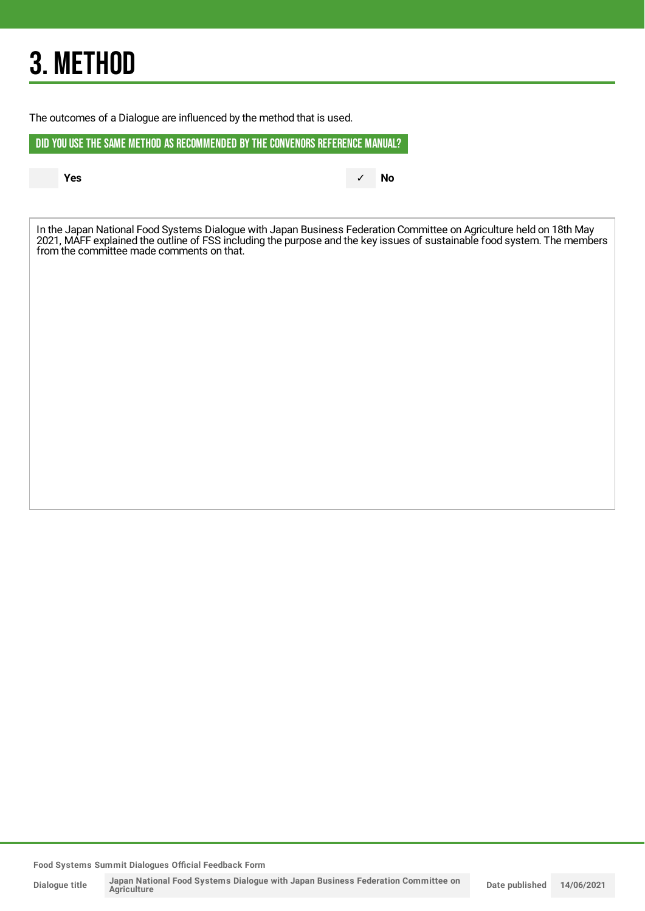# 3. METHOD

The outcomes of a Dialogue are influenced by the method that is used.

## DID YOU USE THE SAME METHOD AS RECOMMENDED BY THE CONVENORS REFERENCE MANUAL?

| | Yes | ✓ | No |
|---|---|---|---|

In the Japan National Food Systems Dialogue with Japan Business Federation Committee on Agriculture held on 18th May 2021, MAFF explained the outline of FSS including the purpose and the key issues of sustainable food system. The members from the committee made comments on that.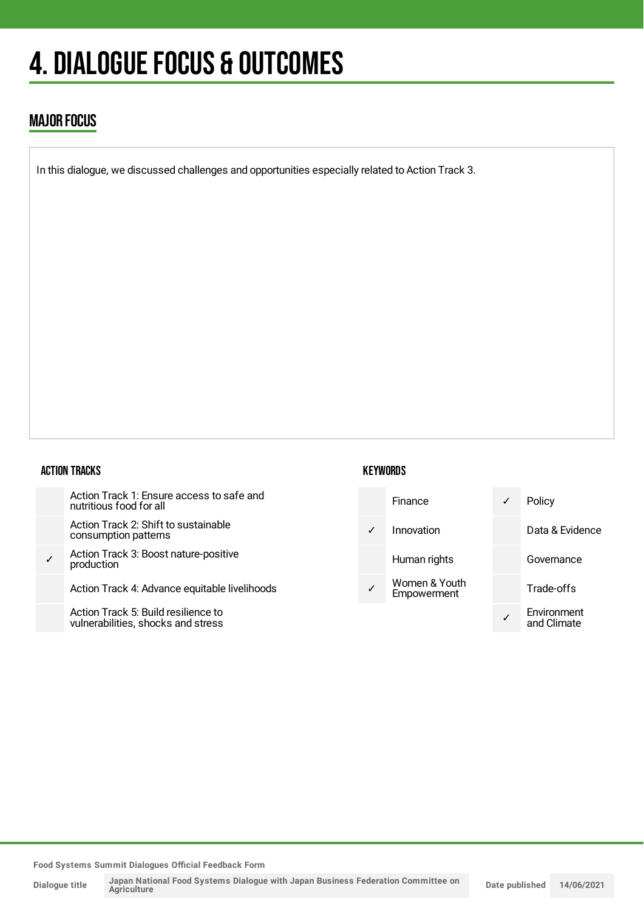# 4. DIALOGUE FOCUS & OUTCOMES

## MAJOR FOCUS

In this dialogue, we discussed challenges and opportunities especially related to Action Track 3.

### ACTION TRACKS

| | |
|---|---|
| | Action Track 1: Ensure access to safe and nutritious food for all |
| | Action Track 2: Shift to sustainable consumption patterns |
| ✓ | Action Track 3: Boost nature-positive production |
| | Action Track 4: Advance equitable livelihoods |
| | Action Track 5: Build resilience to vulnerabilities, shocks and stress |

### KEYWORDS

| | | | |
|---|---|---|---|
| | Finance | ✓ | Policy |
| ✓ | Innovation | | Data & Evidence |
| | Human rights | | Governance |
| ✓ | Women & Youth Empowerment | | Trade-offs |
| | | ✓ | Environment and Climate |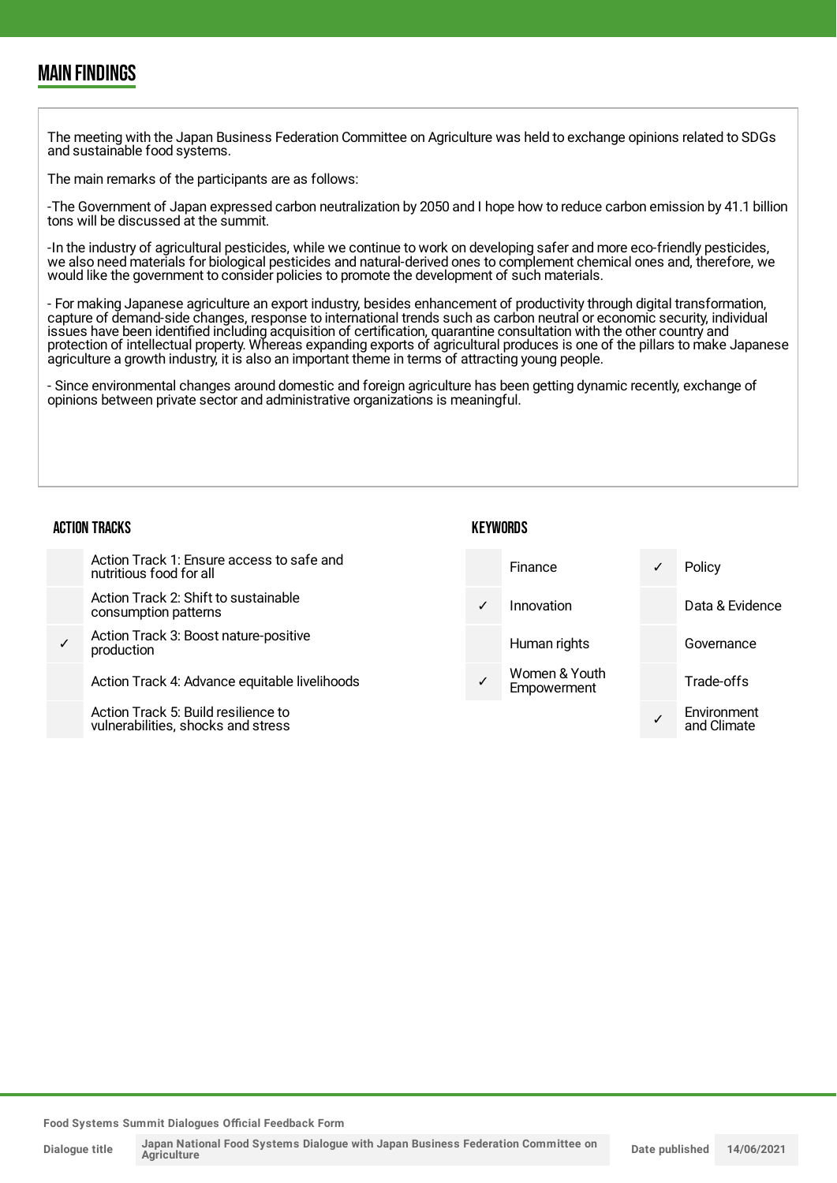## MAIN FINDINGS

The meeting with the Japan Business Federation Committee on Agriculture was held to exchange opinions related to SDGs and sustainable food systems.

The main remarks of the participants are as follows:

-The Government of Japan expressed carbon neutralization by 2050 and I hope how to reduce carbon emission by 41.1 billion tons will be discussed at the summit.

-In the industry of agricultural pesticides, while we continue to work on developing safer and more eco-friendly pesticides, we also need materials for biological pesticides and natural-derived ones to complement chemical ones and, therefore, we would like the government to consider policies to promote the development of such materials.

- For making Japanese agriculture an export industry, besides enhancement of productivity through digital transformation, capture of demand-side changes, response to international trends such as carbon neutral or economic security, individual issues have been identified including acquisition of certification, quarantine consultation with the other country and protection of intellectual property. Whereas expanding exports of agricultural produces is one of the pillars to make Japanese agriculture a growth industry, it is also an important theme in terms of attracting young people.

- Since environmental changes around domestic and foreign agriculture has been getting dynamic recently, exchange of opinions between private sector and administrative organizations is meaningful.

### ACTION TRACKS

| | |
|---|---|
| | Action Track 1: Ensure access to safe and nutritious food for all |
| | Action Track 2: Shift to sustainable consumption patterns |
| ✓ | Action Track 3: Boost nature-positive production |
| | Action Track 4: Advance equitable livelihoods |
| | Action Track 5: Build resilience to vulnerabilities, shocks and stress |

### KEYWORDS

| | | | |
|---|---|---|---|
| | Finance | ✓ | Policy |
| ✓ | Innovation | | Data & Evidence |
| | Human rights | | Governance |
| ✓ | Women & Youth Empowerment | | Trade-offs |
| | | ✓ | Environment and Climate |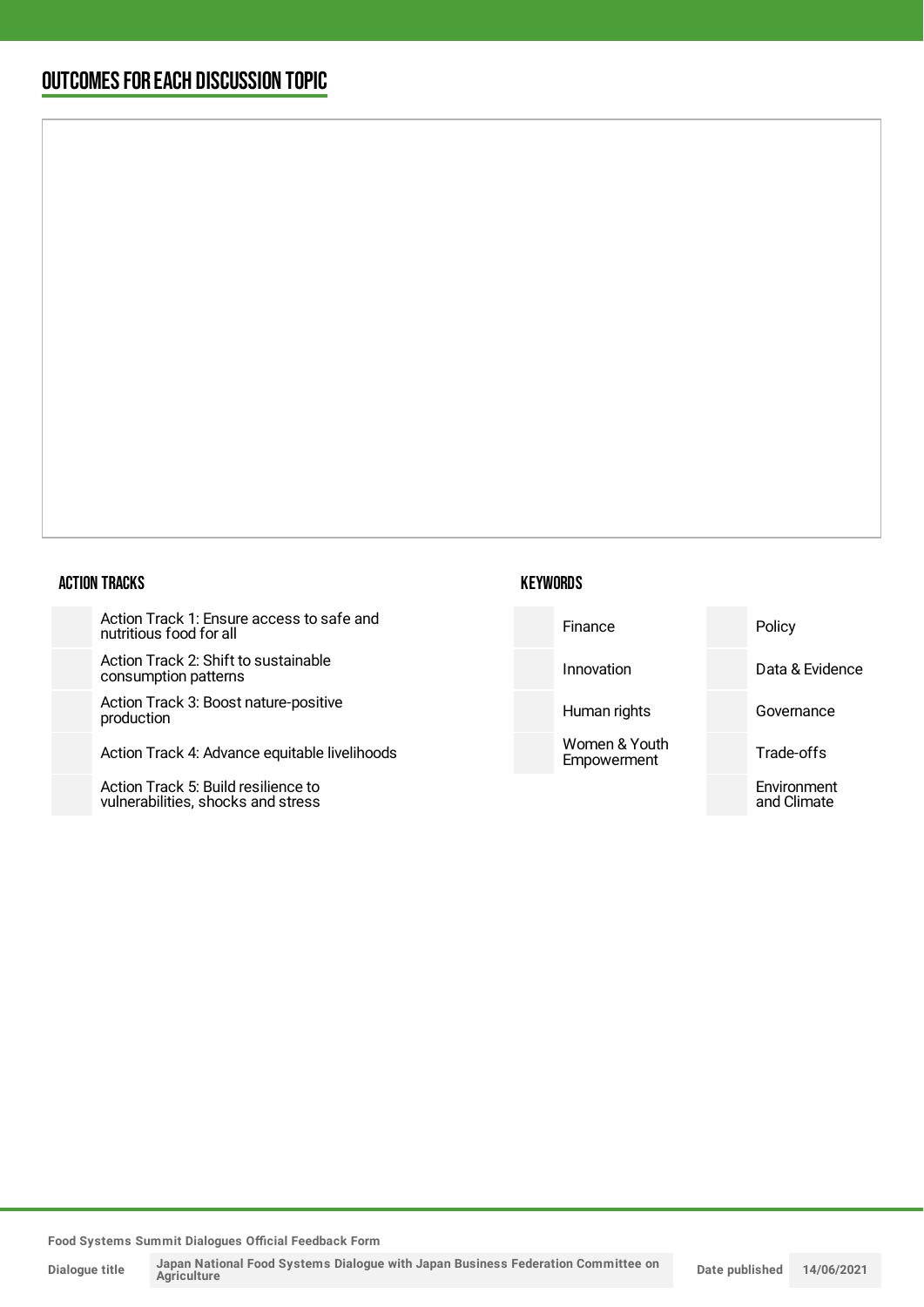## OUTCOMES FOR EACH DISCUSSION TOPIC

### ACTION TRACKS

| | |
|---|---|
| | Action Track 1: Ensure access to safe and nutritious food for all |
| | Action Track 2: Shift to sustainable consumption patterns |
| | Action Track 3: Boost nature-positive production |
| | Action Track 4: Advance equitable livelihoods |
| | Action Track 5: Build resilience to vulnerabilities, shocks and stress |

### KEYWORDS

| | | | |
|---|---|---|---|
| | Finance | | Policy |
| | Innovation | | Data & Evidence |
| | Human rights | | Governance |
| | Women & Youth Empowerment | | Trade-offs |
| | | | Environment and Climate |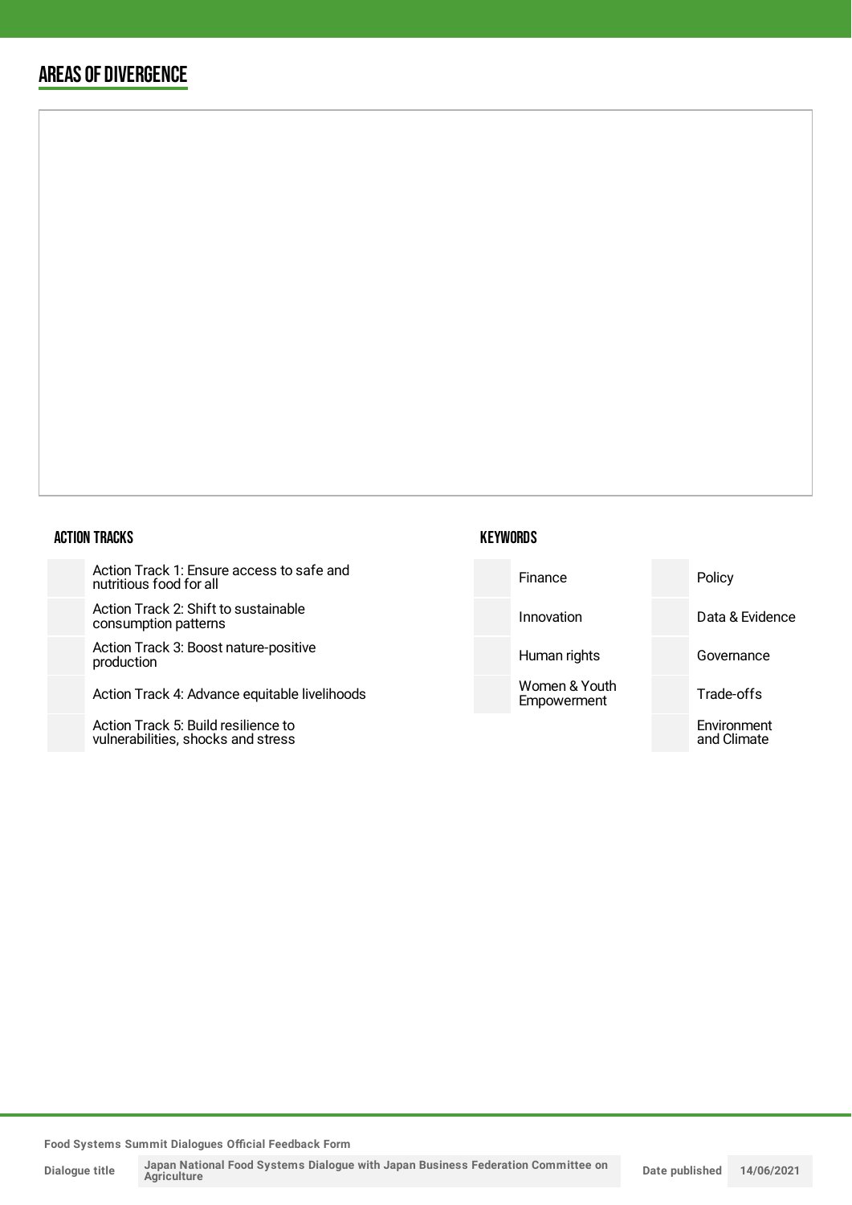## AREAS OF DIVERGENCE

### ACTION TRACKS

- Action Track 1: Ensure access to safe and nutritious food for all
- Action Track 2: Shift to sustainable consumption patterns
- Action Track 3: Boost nature-positive production
- Action Track 4: Advance equitable livelihoods
- Action Track 5: Build resilience to vulnerabilities, shocks and stress

### KEYWORDS

- Finance
- Innovation
- Human rights
- Women & Youth Empowerment
- Policy
- Data & Evidence
- Governance
- Trade-offs
- Environment and Climate